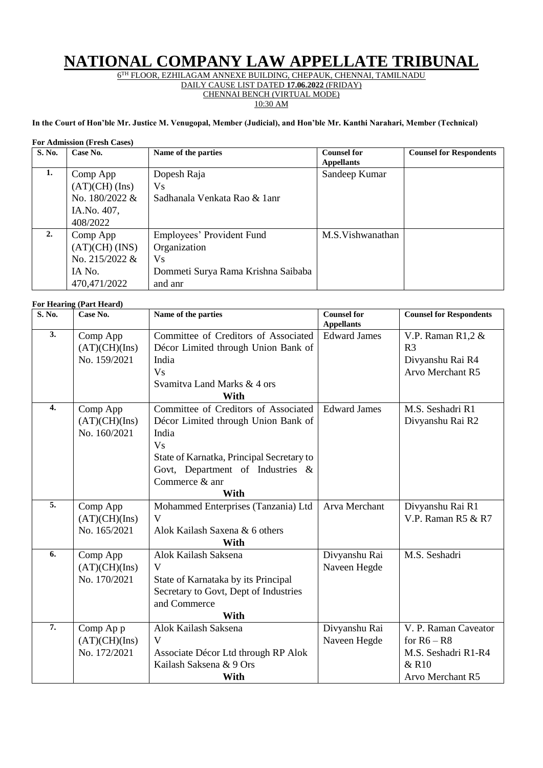# NATIONAL COMPANY LAW APPELLATE TRIBUNAL

6TH FLOOR, EZHILAGAM ANNEXE BUILDING, CHEPAUK, CHENNAI, TAMILNADU
DAILY CAUSE LIST DATED **17.06.2022** (FRIDAY)
CHENNAI BENCH (VIRTUAL MODE)
10:30 AM

**In the Court of Hon'ble Mr. Justice M. Venugopal, Member (Judicial), and Hon'ble Mr. Kanthi Narahari, Member (Technical)**

**For Admission (Fresh Cases)**

| S. No. | Case No. | Name of the parties | Counsel for Appellants | Counsel for Respondents |
|---|---|---|---|---|
| **1.** | Comp App (AT)(CH) (Ins) No. 180/2022 & IA.No. 407, 408/2022 | Dopesh Raja Vs Sadhanala Venkata Rao & 1anr | Sandeep Kumar | |
| **2.** | Comp App (AT)(CH) (INS) No. 215/2022 & IA No. 470,471/2022 | Employees' Provident Fund Organization Vs Dommeti Surya Rama Krishna Saibaba and anr | M.S.Vishwanathan | |

**For Hearing (Part Heard)**

| S. No. | Case No. | Name of the parties | Counsel for Appellants | Counsel for Respondents |
|---|---|---|---|---|
| **3.** | Comp App (AT)(CH)(Ins) No. 159/2021 | Committee of Creditors of Associated Décor Limited through Union Bank of India Vs Svamitva Land Marks & 4 ors **With** | Edward James | V.P. Raman R1,2 & R3 Divyanshu Rai R4 Arvo Merchant R5 |
| **4.** | Comp App (AT)(CH)(Ins) No. 160/2021 | Committee of Creditors of Associated Décor Limited through Union Bank of India Vs State of Karnatka, Principal Secretary to Govt, Department of Industries & Commerce & anr **With** | Edward James | M.S. Seshadri R1 Divyanshu Rai R2 |
| **5.** | Comp App (AT)(CH)(Ins) No. 165/2021 | Mohammed Enterprises (Tanzania) Ltd V Alok Kailash Saxena & 6 others **With** | Arva Merchant | Divyanshu Rai R1 V.P. Raman R5 & R7 |
| **6.** | Comp App (AT)(CH)(Ins) No. 170/2021 | Alok Kailash Saksena V State of Karnataka by its Principal Secretary to Govt, Dept of Industries and Commerce **With** | Divyanshu Rai Naveen Hegde | M.S. Seshadri |
| **7.** | Comp Ap p (AT)(CH)(Ins) No. 172/2021 | Alok Kailash Saksena V Associate Décor Ltd through RP Alok Kailash Saksena & 9 Ors **With** | Divyanshu Rai Naveen Hegde | V. P. Raman Caveator for R6 – R8 M.S. Seshadri R1-R4 & R10 Arvo Merchant R5 |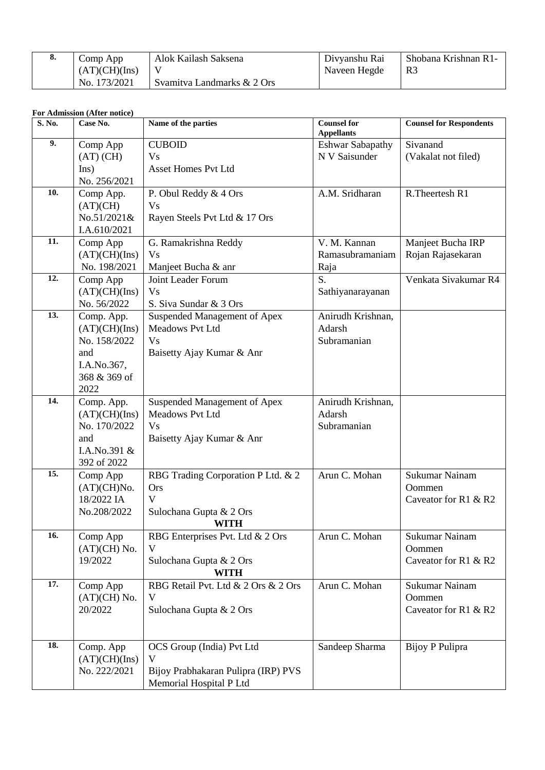| 8. | Comp App (AT)(CH)(Ins) No. 173/2021 | Alok Kailash Saksena V Svamitva Landmarks & 2 Ors | Divyanshu Rai Naveen Hegde | Shobana Krishnan R1-R3 |
|---|---|---|---|---|

**For Admission (After notice)**

| S. No. | Case No. | Name of the parties | Counsel for Appellants | Counsel for Respondents |
|---|---|---|---|---|
| 9. | Comp App (AT) (CH) Ins) No. 256/2021 | CUBOID Vs Asset Homes Pvt Ltd | Eshwar Sabapathy N V Saisunder | Sivanand (Vakalat not filed) |
| 10. | Comp App. (AT)(CH) No.51/2021& I.A.610/2021 | P. Obul Reddy & 4 Ors Vs Rayen Steels Pvt Ltd & 17 Ors | A.M. Sridharan | R.Theertesh R1 |
| 11. | Comp App (AT)(CH)(Ins) No. 198/2021 | G. Ramakrishna Reddy Vs Manjeet Bucha & anr | V. M. Kannan Ramasubramaniam Raja | Manjeet Bucha IRP Rojan Rajasekaran |
| 12. | Comp App (AT)(CH)(Ins) No. 56/2022 | Joint Leader Forum Vs S. Siva Sundar & 3 Ors | S. Sathiyanarayanan | Venkata Sivakumar R4 |
| 13. | Comp. App. (AT)(CH)(Ins) No. 158/2022 and I.A.No.367, 368 & 369 of 2022 | Suspended Management of Apex Meadows Pvt Ltd Vs Baisetty Ajay Kumar & Anr | Anirudh Krishnan, Adarsh Subramanian | |
| 14. | Comp. App. (AT)(CH)(Ins) No. 170/2022 and I.A.No.391 & 392 of 2022 | Suspended Management of Apex Meadows Pvt Ltd Vs Baisetty Ajay Kumar & Anr | Anirudh Krishnan, Adarsh Subramanian | |
| 15. | Comp App (AT)(CH)No. 18/2022 IA No.208/2022 | RBG Trading Corporation P Ltd. & 2 Ors V Sulochana Gupta & 2 Ors **WITH** | Arun C. Mohan | Sukumar Nainam Oommen Caveator for R1 & R2 |
| 16. | Comp App (AT)(CH) No. 19/2022 | RBG Enterprises Pvt. Ltd & 2 Ors V Sulochana Gupta & 2 Ors **WITH** | Arun C. Mohan | Sukumar Nainam Oommen Caveator for R1 & R2 |
| 17. | Comp App (AT)(CH) No. 20/2022 | RBG Retail Pvt. Ltd & 2 Ors & 2 Ors V Sulochana Gupta & 2 Ors | Arun C. Mohan | Sukumar Nainam Oommen Caveator for R1 & R2 |
| 18. | Comp. App (AT)(CH)(Ins) No. 222/2021 | OCS Group (India) Pvt Ltd V Bijoy Prabhakaran Pulipra (IRP) PVS Memorial Hospital P Ltd | Sandeep Sharma | Bijoy P Pulipra |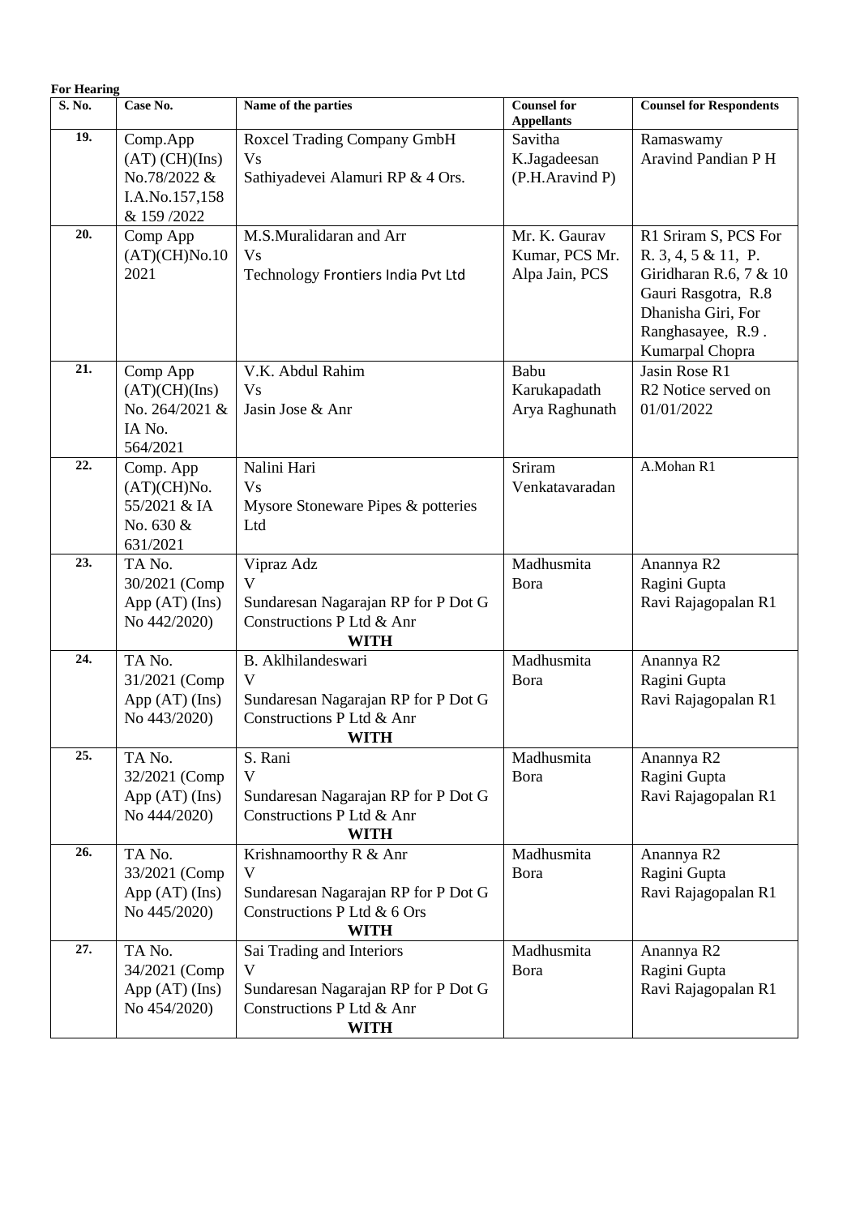**For Hearing**

| S. No. | Case No. | Name of the parties | Counsel for Appellants | Counsel for Respondents |
|---|---|---|---|---|
| 19. | Comp.App (AT) (CH)(Ins) No.78/2022 & I.A.No.157,158 & 159 /2022 | Roxcel Trading Company GmbH<br>Vs<br>Sathiyadevei Alamuri RP & 4 Ors. | Savitha K.Jagadeesan (P.H.Aravind P) | Ramaswamy Aravind Pandian P H |
| 20. | Comp App (AT)(CH)No.10 2021 | M.S.Muralidaran and Arr<br>Vs<br>Technology Frontiers India Pvt Ltd | Mr. K. Gaurav Kumar, PCS Mr. Alpa Jain, PCS | R1 Sriram S, PCS For R. 3, 4, 5 & 11, P. Giridharan R.6, 7 & 10 Gauri Rasgotra, R.8 Dhanisha Giri, For Ranghasayee, R.9 . Kumarpal Chopra |
| 21. | Comp App (AT)(CH)(Ins) No. 264/2021 & IA No. 564/2021 | V.K. Abdul Rahim<br>Vs<br>Jasin Jose & Anr | Babu Karukapadath Arya Raghunath | Jasin Rose R1<br>R2 Notice served on 01/01/2022 |
| 22. | Comp. App (AT)(CH)No. 55/2021 & IA No. 630 & 631/2021 | Nalini Hari<br>Vs<br>Mysore Stoneware Pipes & potteries Ltd | Sriram Venkatavaradan | A.Mohan R1 |
| 23. | TA No. 30/2021 (Comp App (AT) (Ins) No 442/2020) | Vipraz Adz<br>V<br>Sundaresan Nagarajan RP for P Dot G Constructions P Ltd & Anr<br>**WITH** | Madhusmita Bora | Anannya R2<br>Ragini Gupta<br>Ravi Rajagopalan R1 |
| 24. | TA No. 31/2021 (Comp App (AT) (Ins) No 443/2020) | B. Aklhilandeswari<br>V<br>Sundaresan Nagarajan RP for P Dot G Constructions P Ltd & Anr<br>**WITH** | Madhusmita Bora | Anannya R2<br>Ragini Gupta<br>Ravi Rajagopalan R1 |
| 25. | TA No. 32/2021 (Comp App (AT) (Ins) No 444/2020) | S. Rani<br>V<br>Sundaresan Nagarajan RP for P Dot G Constructions P Ltd & Anr<br>**WITH** | Madhusmita Bora | Anannya R2<br>Ragini Gupta<br>Ravi Rajagopalan R1 |
| 26. | TA No. 33/2021 (Comp App (AT) (Ins) No 445/2020) | Krishnamoorthy R & Anr<br>V<br>Sundaresan Nagarajan RP for P Dot G Constructions P Ltd & 6 Ors<br>**WITH** | Madhusmita Bora | Anannya R2<br>Ragini Gupta<br>Ravi Rajagopalan R1 |
| 27. | TA No. 34/2021 (Comp App (AT) (Ins) No 454/2020) | Sai Trading and Interiors<br>V<br>Sundaresan Nagarajan RP for P Dot G Constructions P Ltd & Anr<br>**WITH** | Madhusmita Bora | Anannya R2<br>Ragini Gupta<br>Ravi Rajagopalan R1 |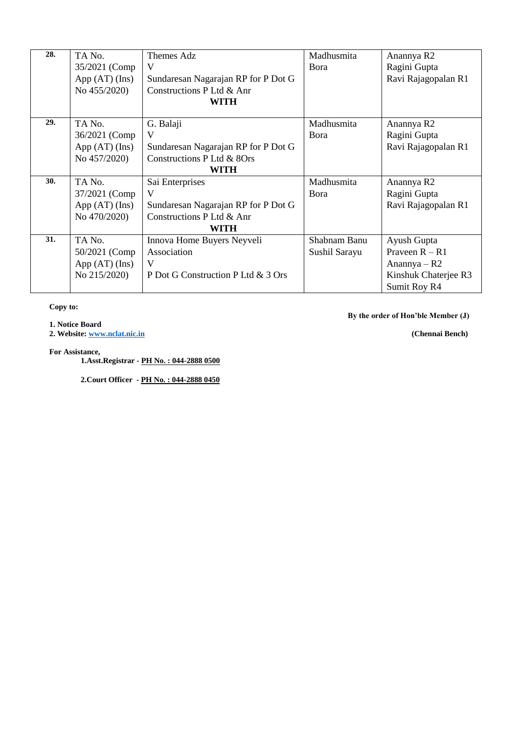| | | | | |
|---|---|---|---|---|
| **28.** | TA No. 35/2021 (Comp App (AT) (Ins) No 455/2020) | Themes Adz V Sundaresan Nagarajan RP for P Dot G Constructions P Ltd & Anr **WITH** | Madhusmita Bora | Anannya R2 Ragini Gupta Ravi Rajagopalan R1 |
| **29.** | TA No. 36/2021 (Comp App (AT) (Ins) No 457/2020) | G. Balaji V Sundaresan Nagarajan RP for P Dot G Constructions P Ltd & 8Ors **WITH** | Madhusmita Bora | Anannya R2 Ragini Gupta Ravi Rajagopalan R1 |
| **30.** | TA No. 37/2021 (Comp App (AT) (Ins) No 470/2020) | Sai Enterprises V Sundaresan Nagarajan RP for P Dot G Constructions P Ltd & Anr **WITH** | Madhusmita Bora | Anannya R2 Ragini Gupta Ravi Rajagopalan R1 |
| **31.** | TA No. 50/2021 (Comp App (AT) (Ins) No 215/2020) | Innova Home Buyers Neyveli Association V P Dot G Construction P Ltd & 3 Ors | Shabnam Banu Sushil Sarayu | Ayush Gupta Praveen R – R1 Anannya – R2 Kinshuk Chaterjee R3 Sumit Roy R4 |

**Copy to:**

**By the order of Hon'ble Member (J)**

**(Chennai Bench)**

**1. Notice Board**
**2. Website: www.nclat.nic.in**

**For Assistance,**

**1.Asst.Registrar - PH No. : 044-2888 0500**

**2.Court Officer - PH No. : 044-2888 0450**